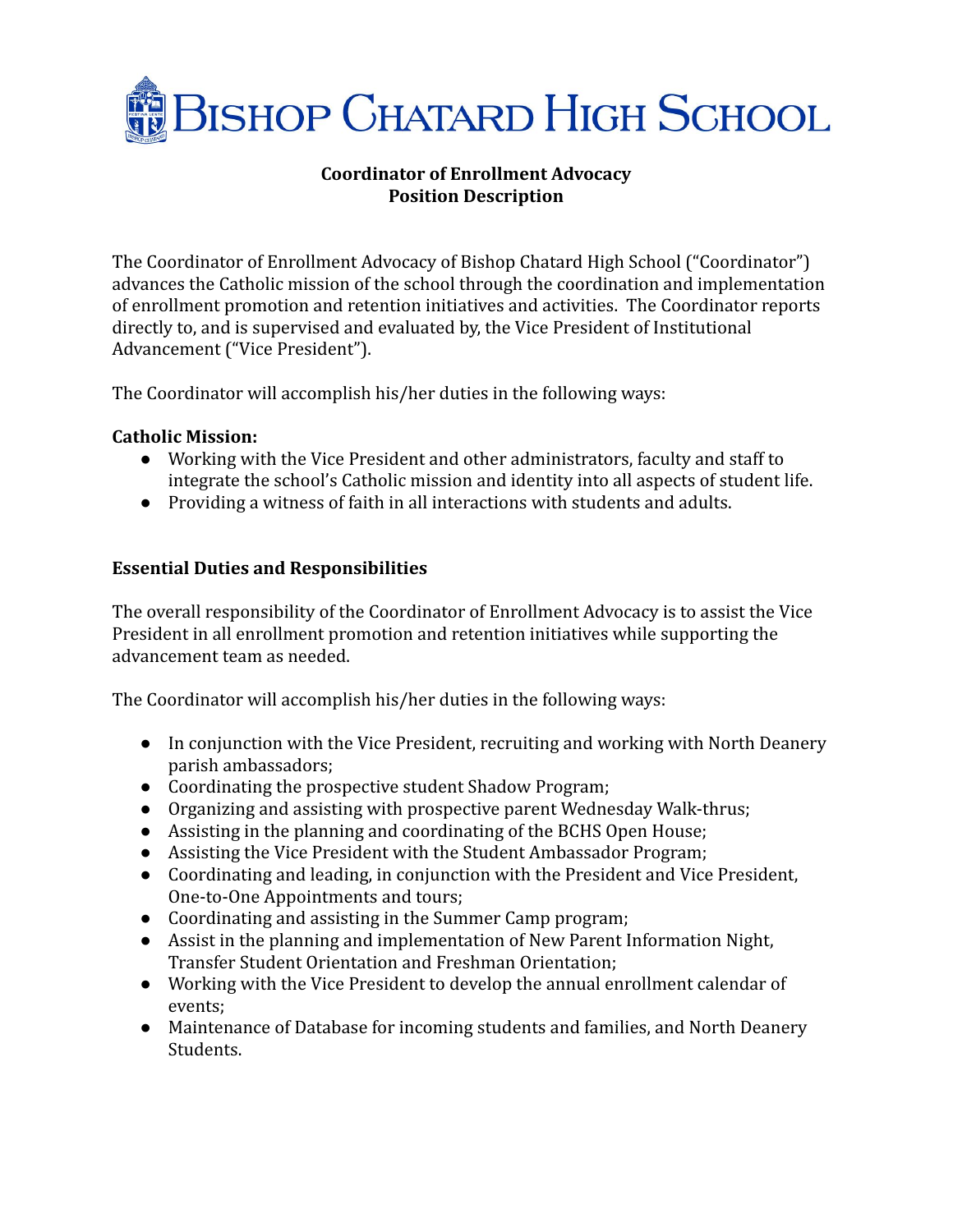# Bishop Chatard High School

## Coordinator of Enrollment Advocacy
## Position Description

The Coordinator of Enrollment Advocacy of Bishop Chatard High School ("Coordinator") advances the Catholic mission of the school through the coordination and implementation of enrollment promotion and retention initiatives and activities. The Coordinator reports directly to, and is supervised and evaluated by, the Vice President of Institutional Advancement ("Vice President").

The Coordinator will accomplish his/her duties in the following ways:

**Catholic Mission:**

- Working with the Vice President and other administrators, faculty and staff to integrate the school's Catholic mission and identity into all aspects of student life.
- Providing a witness of faith in all interactions with students and adults.

**Essential Duties and Responsibilities**

The overall responsibility of the Coordinator of Enrollment Advocacy is to assist the Vice President in all enrollment promotion and retention initiatives while supporting the advancement team as needed.

The Coordinator will accomplish his/her duties in the following ways:

- In conjunction with the Vice President, recruiting and working with North Deanery parish ambassadors;
- Coordinating the prospective student Shadow Program;
- Organizing and assisting with prospective parent Wednesday Walk-thrus;
- Assisting in the planning and coordinating of the BCHS Open House;
- Assisting the Vice President with the Student Ambassador Program;
- Coordinating and leading, in conjunction with the President and Vice President, One-to-One Appointments and tours;
- Coordinating and assisting in the Summer Camp program;
- Assist in the planning and implementation of New Parent Information Night, Transfer Student Orientation and Freshman Orientation;
- Working with the Vice President to develop the annual enrollment calendar of events;
- Maintenance of Database for incoming students and families, and North Deanery Students.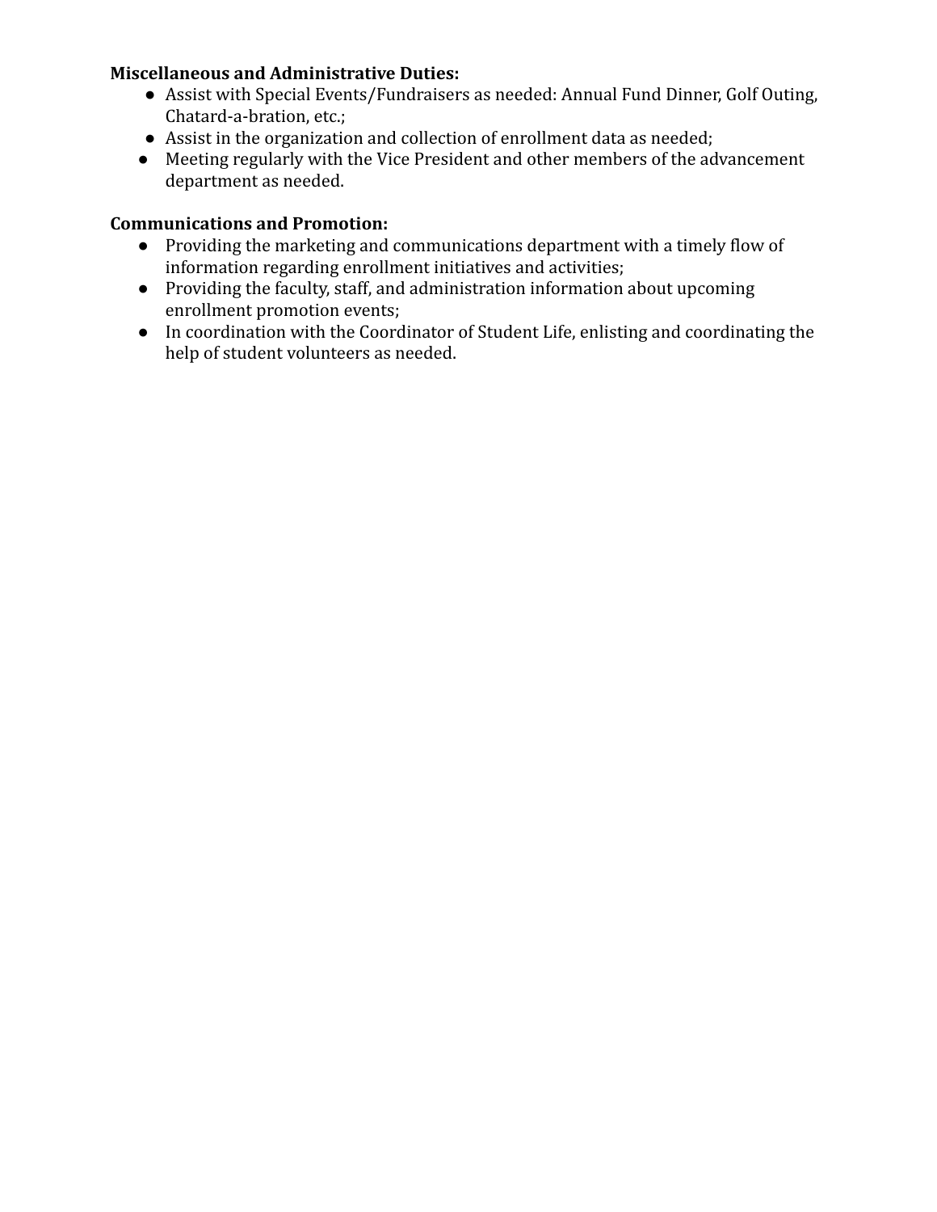**Miscellaneous and Administrative Duties:**

- Assist with Special Events/Fundraisers as needed: Annual Fund Dinner, Golf Outing, Chatard-a-bration, etc.;
- Assist in the organization and collection of enrollment data as needed;
- Meeting regularly with the Vice President and other members of the advancement department as needed.

**Communications and Promotion:**

- Providing the marketing and communications department with a timely flow of information regarding enrollment initiatives and activities;
- Providing the faculty, staff, and administration information about upcoming enrollment promotion events;
- In coordination with the Coordinator of Student Life, enlisting and coordinating the help of student volunteers as needed.